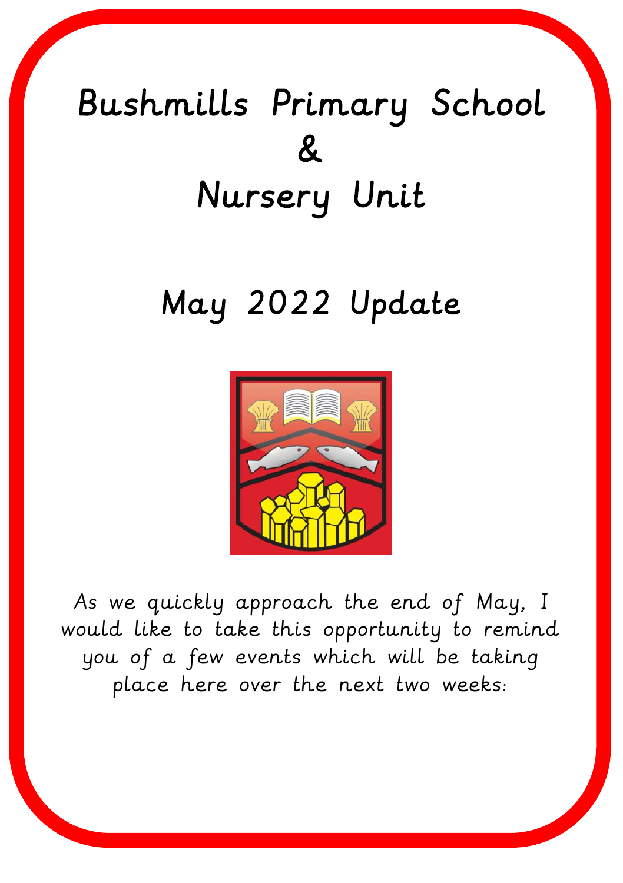# Bushmills Primary School & Nursery Unit

## May 2022 Update

As we quickly approach the end of May, I would like to take this opportunity to remind you of a few events which will be taking place here over the next two weeks: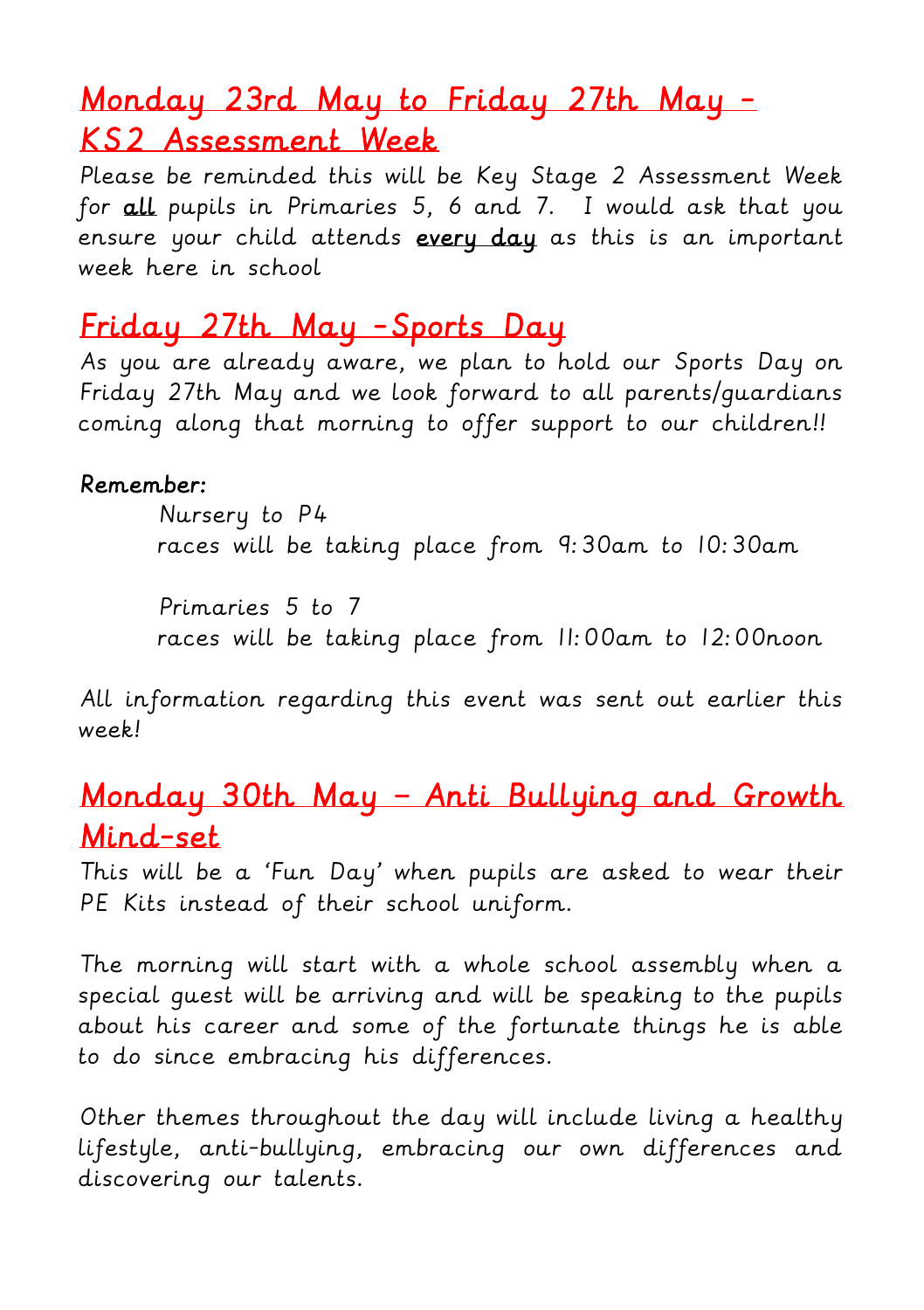## Monday 23rd May to Friday 27th May – KS2 Assessment Week

Please be reminded this will be Key Stage 2 Assessment Week for **all** pupils in Primaries 5, 6 and 7. I would ask that you ensure your child attends **every day** as this is an important week here in school

## Friday 27th May –Sports Day

As you are already aware, we plan to hold our Sports Day on Friday 27th May and we look forward to all parents/guardians coming along that morning to offer support to our children!!

**Remember:**

Nursery to P4
races will be taking place from 9:30am to 10:30am

Primaries 5 to 7
races will be taking place from 11:00am to 12:00noon

All information regarding this event was sent out earlier this week!

## Monday 30th May – Anti Bullying and Growth Mind-set

This will be a 'Fun Day' when pupils are asked to wear their PE Kits instead of their school uniform.

The morning will start with a whole school assembly when a special guest will be arriving and will be speaking to the pupils about his career and some of the fortunate things he is able to do since embracing his differences.

Other themes throughout the day will include living a healthy lifestyle, anti-bullying, embracing our own differences and discovering our talents.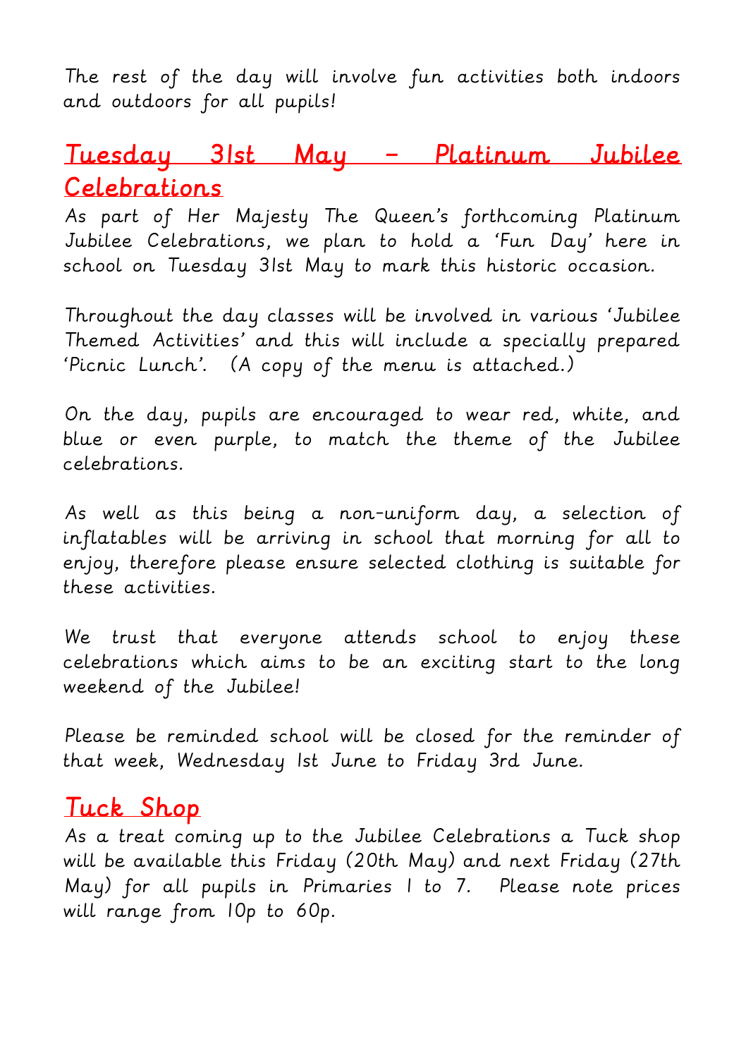The rest of the day will involve fun activities both indoors and outdoors for all pupils!

## Tuesday 31st May – Platinum Jubilee Celebrations

As part of Her Majesty The Queen's forthcoming Platinum Jubilee Celebrations, we plan to hold a 'Fun Day' here in school on Tuesday 31st May to mark this historic occasion.

Throughout the day classes will be involved in various 'Jubilee Themed Activities' and this will include a specially prepared 'Picnic Lunch'. (A copy of the menu is attached.)

On the day, pupils are encouraged to wear red, white, and blue or even purple, to match the theme of the Jubilee celebrations.

As well as this being a non-uniform day, a selection of inflatables will be arriving in school that morning for all to enjoy, therefore please ensure selected clothing is suitable for these activities.

We trust that everyone attends school to enjoy these celebrations which aims to be an exciting start to the long weekend of the Jubilee!

Please be reminded school will be closed for the reminder of that week, Wednesday 1st June to Friday 3rd June.

## Tuck Shop

As a treat coming up to the Jubilee Celebrations a Tuck shop will be available this Friday (20th May) and next Friday (27th May) for all pupils in Primaries 1 to 7. Please note prices will range from 10p to 60p.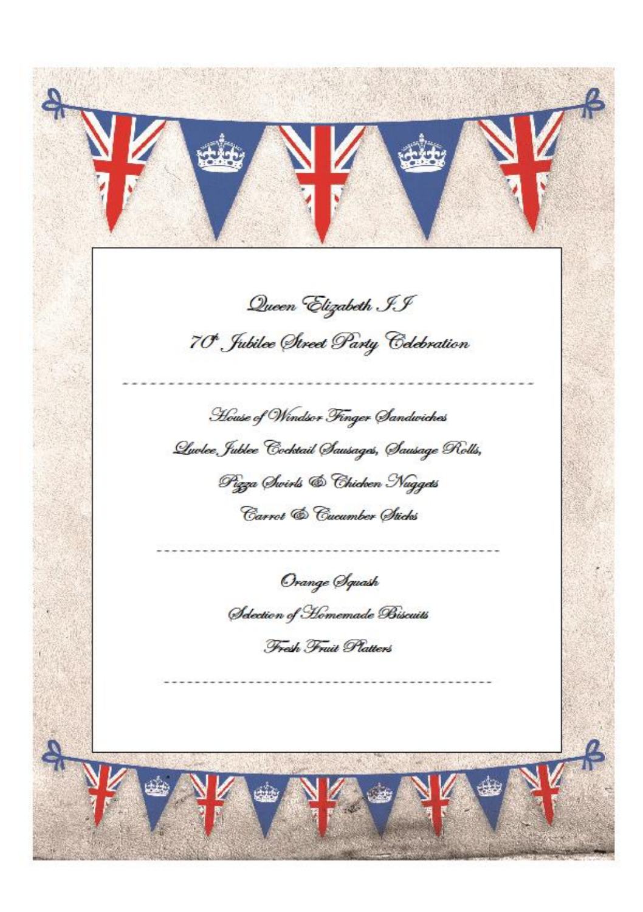# Queen Elizabeth II

## 70th Jubilee Street Party Celebration

---

House of Windsor Finger Sandwiches

Luvlee Jublee Cocktail Sausages, Sausage Rolls,

Pizza Swirls & Chicken Nuggets

Carrot & Cucumber Sticks

---

Orange Squash

Selection of Homemade Biscuits

Fresh Fruit Platters

---